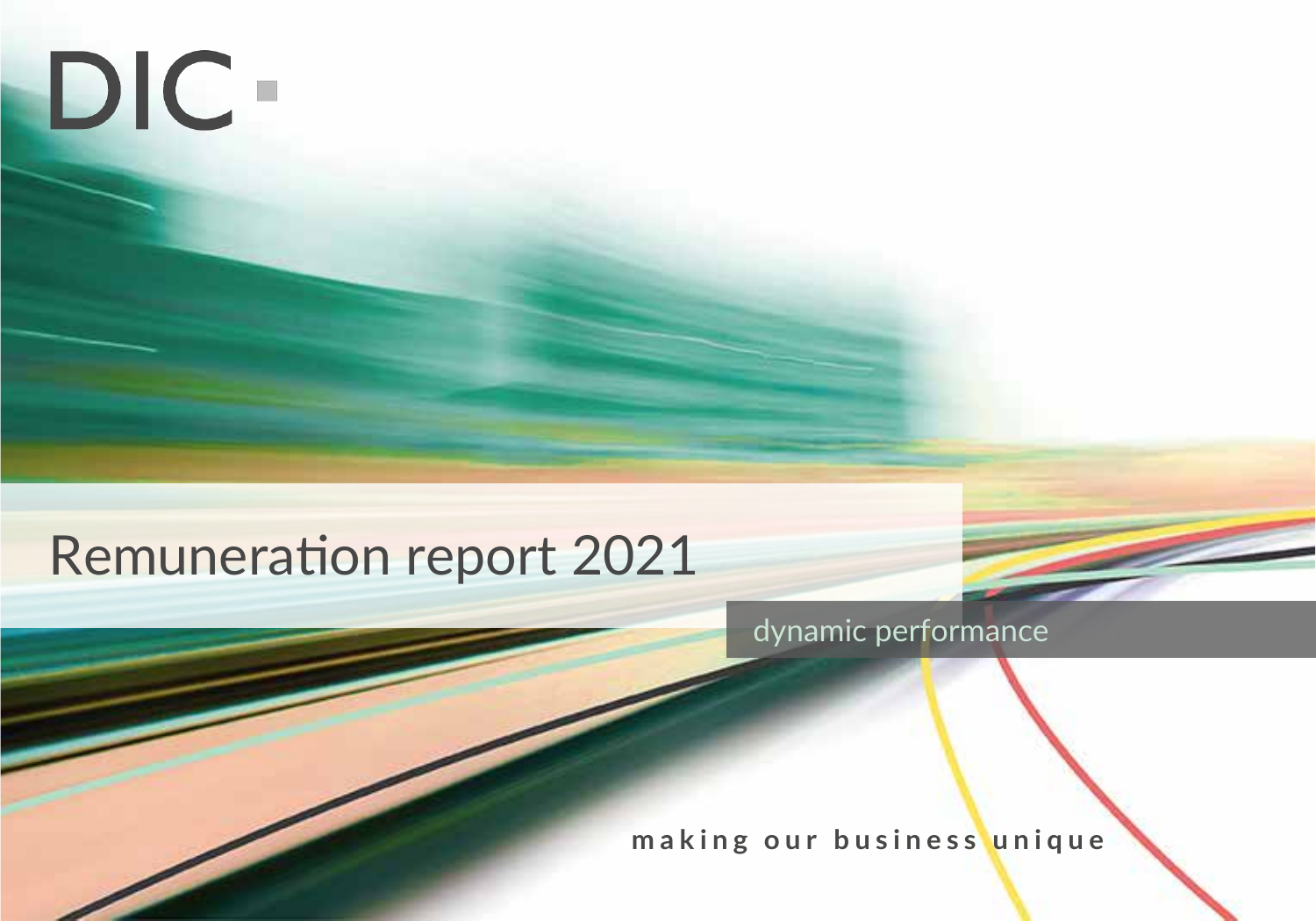DIC

# Remuneration report 2021

dynamic performance

making our business unique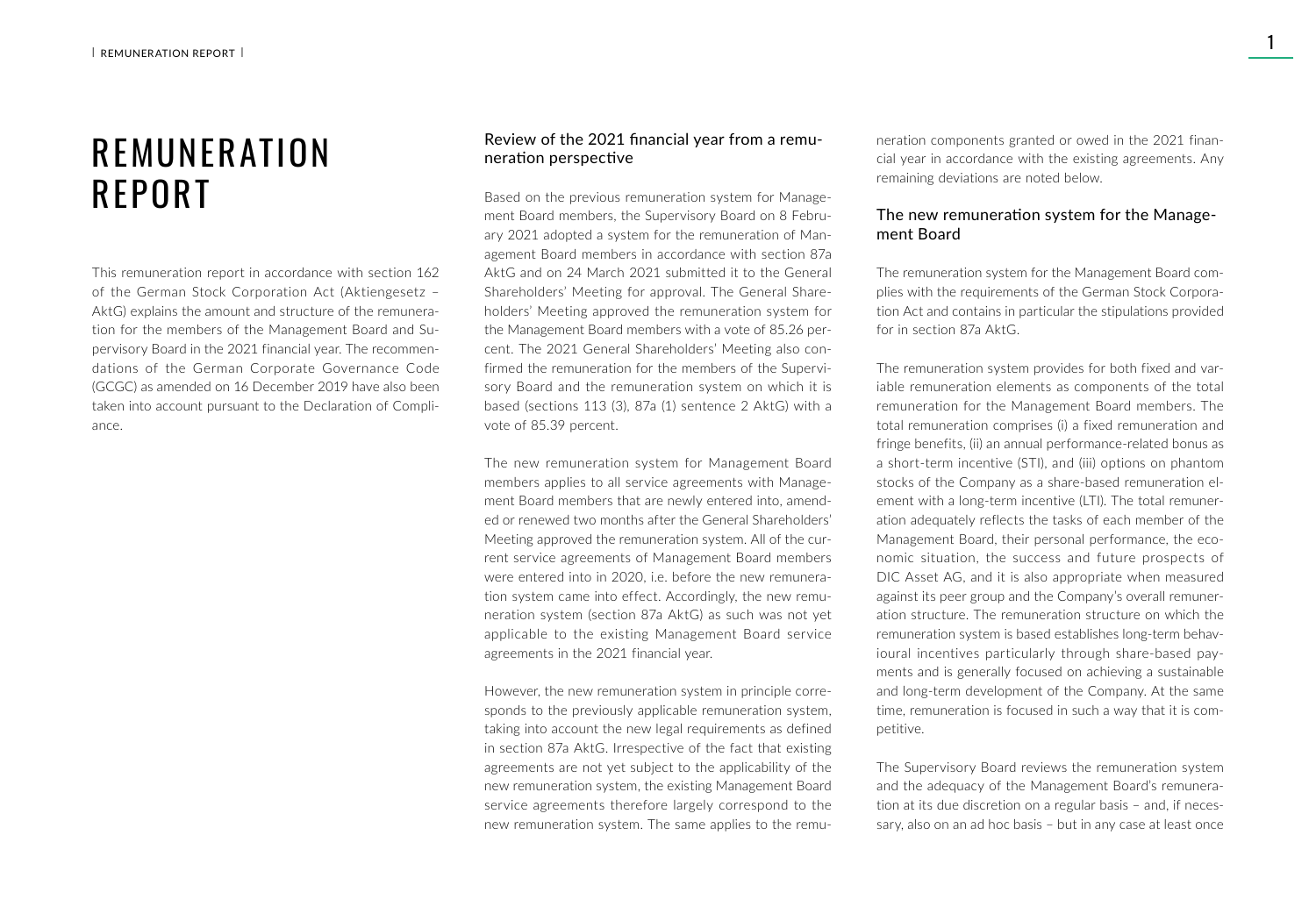# REMUNERATION REPORT

This remuneration report in accordance with section 162 of the German Stock Corporation Act (Aktiengesetz – AktG) explains the amount and structure of the remuneration for the members of the Management Board and Supervisory Board in the 2021 financial year. The recommendations of the German Corporate Governance Code (GCGC) as amended on 16 December 2019 have also been taken into account pursuant to the Declaration of Compliance.

## Review of the 2021 financial year from a remuneration perspective

Based on the previous remuneration system for Management Board members, the Supervisory Board on 8 February 2021 adopted a system for the remuneration of Management Board members in accordance with section 87a AktG and on 24 March 2021 submitted it to the General Shareholders' Meeting for approval. The General Shareholders' Meeting approved the remuneration system for the Management Board members with a vote of 85.26 percent. The 2021 General Shareholders' Meeting also confirmed the remuneration for the members of the Supervisory Board and the remuneration system on which it is based (sections 113 (3), 87a (1) sentence 2 AktG) with a vote of 85.39 percent.

The new remuneration system for Management Board members applies to all service agreements with Management Board members that are newly entered into, amended or renewed two months after the General Shareholders' Meeting approved the remuneration system. All of the current service agreements of Management Board members were entered into in 2020, i.e. before the new remuneration system came into effect. Accordingly, the new remuneration system (section 87a AktG) as such was not yet applicable to the existing Management Board service agreements in the 2021 financial year.

However, the new remuneration system in principle corresponds to the previously applicable remuneration system, taking into account the new legal requirements as defined in section 87a AktG. Irrespective of the fact that existing agreements are not yet subject to the applicability of the new remuneration system, the existing Management Board service agreements therefore largely correspond to the new remuneration system. The same applies to the remuneration components granted or owed in the 2021 financial year in accordance with the existing agreements. Any remaining deviations are noted below.

## The new remuneration system for the Management Board

The remuneration system for the Management Board complies with the requirements of the German Stock Corporation Act and contains in particular the stipulations provided for in section 87a AktG.

The remuneration system provides for both fixed and variable remuneration elements as components of the total remuneration for the Management Board members. The total remuneration comprises (i) a fixed remuneration and fringe benefits, (ii) an annual performance-related bonus as a short-term incentive (STI), and (iii) options on phantom stocks of the Company as a share-based remuneration element with a long-term incentive (LTI). The total remuneration adequately reflects the tasks of each member of the Management Board, their personal performance, the economic situation, the success and future prospects of DIC Asset AG, and it is also appropriate when measured against its peer group and the Company's overall remuneration structure. The remuneration structure on which the remuneration system is based establishes long-term behavioural incentives particularly through share-based payments and is generally focused on achieving a sustainable and long-term development of the Company. At the same time, remuneration is focused in such a way that it is competitive.

The Supervisory Board reviews the remuneration system and the adequacy of the Management Board's remuneration at its due discretion on a regular basis – and, if necessary, also on an ad hoc basis – but in any case at least once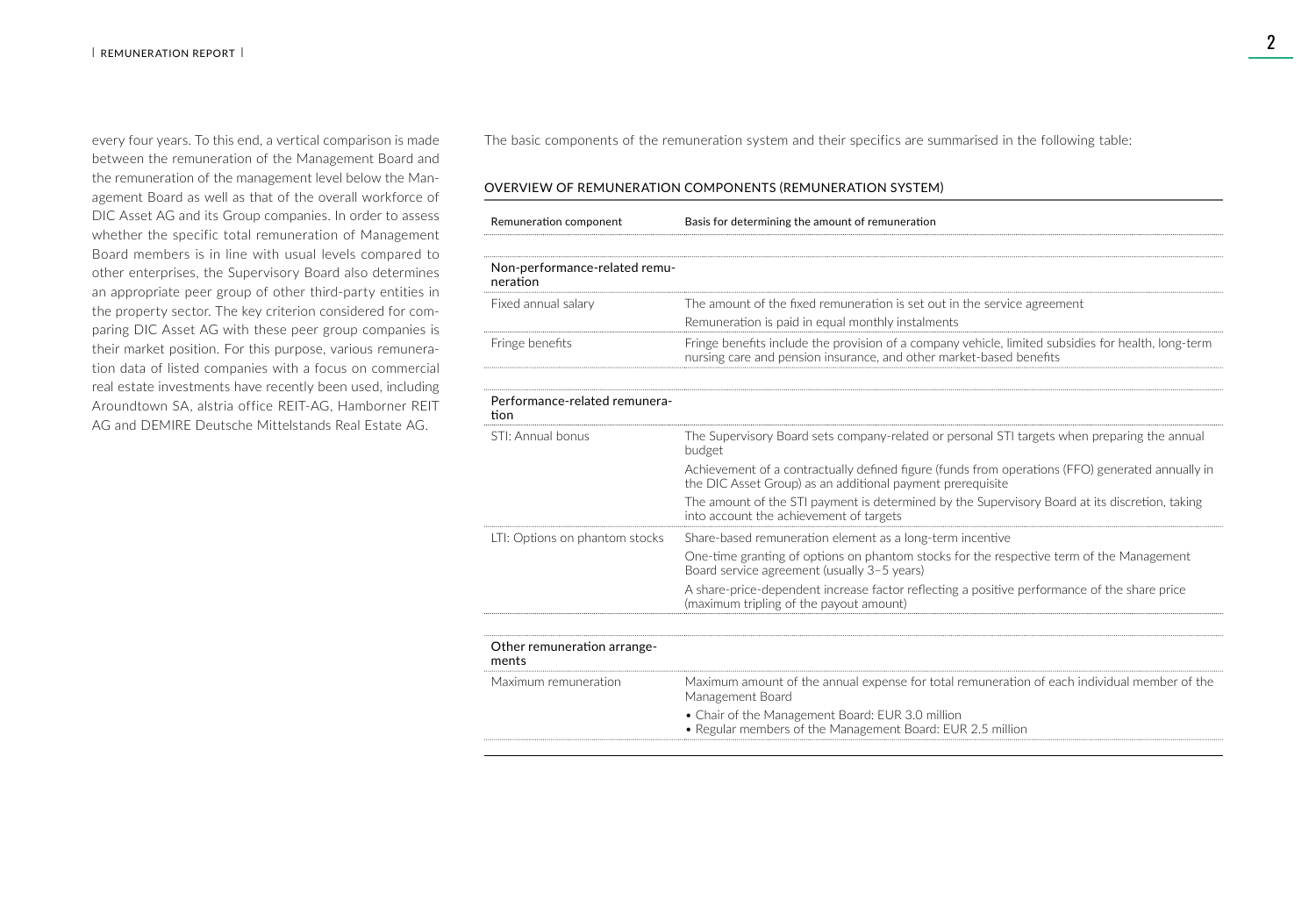every four years. To this end, a vertical comparison is made between the remuneration of the Management Board and the remuneration of the management level below the Management Board as well as that of the overall workforce of DIC Asset AG and its Group companies. In order to assess whether the specific total remuneration of Management Board members is in line with usual levels compared to other enterprises, the Supervisory Board also determines an appropriate peer group of other third-party entities in the property sector. The key criterion considered for comparing DIC Asset AG with these peer group companies is their market position. For this purpose, various remuneration data of listed companies with a focus on commercial real estate investments have recently been used, including Aroundtown SA, alstria office REIT-AG, Hamborner REIT AG and DEMIRE Deutsche Mittelstands Real Estate AG.

The basic components of the remuneration system and their specifics are summarised in the following table:

OVERVIEW OF REMUNERATION COMPONENTS (REMUNERATION SYSTEM)

| Remuneration component | Basis for determining the amount of remuneration |
|---|---|
| **Non-performance-related remuneration** | |
| Fixed annual salary | The amount of the fixed remuneration is set out in the service agreement<br>Remuneration is paid in equal monthly instalments |
| Fringe benefits | Fringe benefits include the provision of a company vehicle, limited subsidies for health, long-term nursing care and pension insurance, and other market-based benefits |
| **Performance-related remuneration** | |
| STI: Annual bonus | The Supervisory Board sets company-related or personal STI targets when preparing the annual budget<br>Achievement of a contractually defined figure (funds from operations (FFO) generated annually in the DIC Asset Group) as an additional payment prerequisite<br>The amount of the STI payment is determined by the Supervisory Board at its discretion, taking into account the achievement of targets |
| LTI: Options on phantom stocks | Share-based remuneration element as a long-term incentive<br>One-time granting of options on phantom stocks for the respective term of the Management Board service agreement (usually 3–5 years)<br>A share-price-dependent increase factor reflecting a positive performance of the share price (maximum tripling of the payout amount) |
| **Other remuneration arrangements** | |
| Maximum remuneration | Maximum amount of the annual expense for total remuneration of each individual member of the Management Board<br>• Chair of the Management Board: EUR 3.0 million<br>• Regular members of the Management Board: EUR 2.5 million |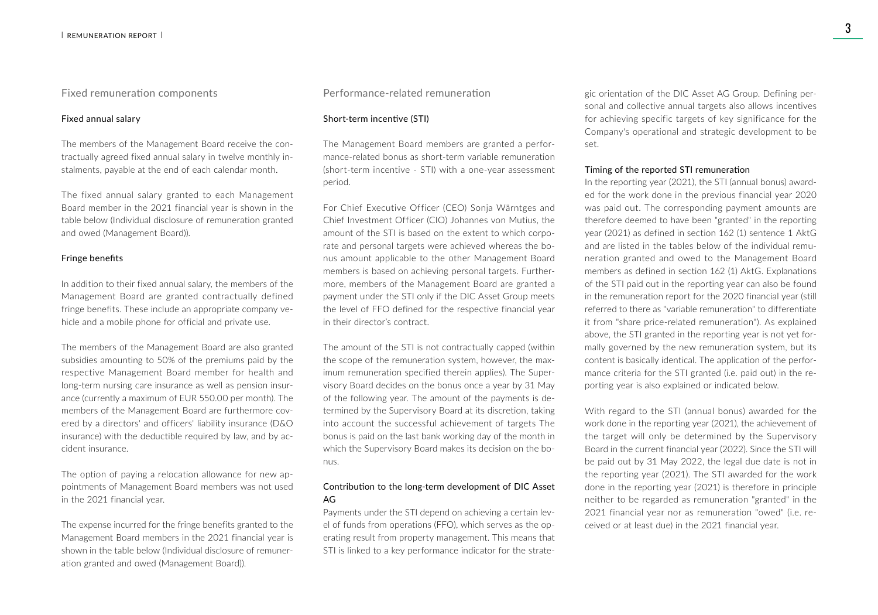## Fixed remuneration components

### Fixed annual salary

The members of the Management Board receive the contractually agreed fixed annual salary in twelve monthly instalments, payable at the end of each calendar month.

The fixed annual salary granted to each Management Board member in the 2021 financial year is shown in the table below (Individual disclosure of remuneration granted and owed (Management Board)).

### Fringe benefits

In addition to their fixed annual salary, the members of the Management Board are granted contractually defined fringe benefits. These include an appropriate company vehicle and a mobile phone for official and private use.

The members of the Management Board are also granted subsidies amounting to 50% of the premiums paid by the respective Management Board member for health and long-term nursing care insurance as well as pension insurance (currently a maximum of EUR 550.00 per month). The members of the Management Board are furthermore covered by a directors' and officers' liability insurance (D&O insurance) with the deductible required by law, and by accident insurance.

The option of paying a relocation allowance for new appointments of Management Board members was not used in the 2021 financial year.

The expense incurred for the fringe benefits granted to the Management Board members in the 2021 financial year is shown in the table below (Individual disclosure of remuneration granted and owed (Management Board)).

## Performance-related remuneration

### Short-term incentive (STI)

The Management Board members are granted a performance-related bonus as short-term variable remuneration (short-term incentive - STI) with a one-year assessment period.

For Chief Executive Officer (CEO) Sonja Wärntges and Chief Investment Officer (CIO) Johannes von Mutius, the amount of the STI is based on the extent to which corporate and personal targets were achieved whereas the bonus amount applicable to the other Management Board members is based on achieving personal targets. Furthermore, members of the Management Board are granted a payment under the STI only if the DIC Asset Group meets the level of FFO defined for the respective financial year in their director's contract.

The amount of the STI is not contractually capped (within the scope of the remuneration system, however, the maximum remuneration specified therein applies). The Supervisory Board decides on the bonus once a year by 31 May of the following year. The amount of the payments is determined by the Supervisory Board at its discretion, taking into account the successful achievement of targets The bonus is paid on the last bank working day of the month in which the Supervisory Board makes its decision on the bonus.

### Contribution to the long-term development of DIC Asset AG

Payments under the STI depend on achieving a certain level of funds from operations (FFO), which serves as the operating result from property management. This means that STI is linked to a key performance indicator for the strategic orientation of the DIC Asset AG Group. Defining personal and collective annual targets also allows incentives for achieving specific targets of key significance for the Company's operational and strategic development to be set.

### Timing of the reported STI remuneration

In the reporting year (2021), the STI (annual bonus) awarded for the work done in the previous financial year 2020 was paid out. The corresponding payment amounts are therefore deemed to have been "granted" in the reporting year (2021) as defined in section 162 (1) sentence 1 AktG and are listed in the tables below of the individual remuneration granted and owed to the Management Board members as defined in section 162 (1) AktG. Explanations of the STI paid out in the reporting year can also be found in the remuneration report for the 2020 financial year (still referred to there as "variable remuneration" to differentiate it from "share price-related remuneration"). As explained above, the STI granted in the reporting year is not yet formally governed by the new remuneration system, but its content is basically identical. The application of the performance criteria for the STI granted (i.e. paid out) in the reporting year is also explained or indicated below.

With regard to the STI (annual bonus) awarded for the work done in the reporting year (2021), the achievement of the target will only be determined by the Supervisory Board in the current financial year (2022). Since the STI will be paid out by 31 May 2022, the legal due date is not in the reporting year (2021). The STI awarded for the work done in the reporting year (2021) is therefore in principle neither to be regarded as remuneration "granted" in the 2021 financial year nor as remuneration "owed" (i.e. received or at least due) in the 2021 financial year.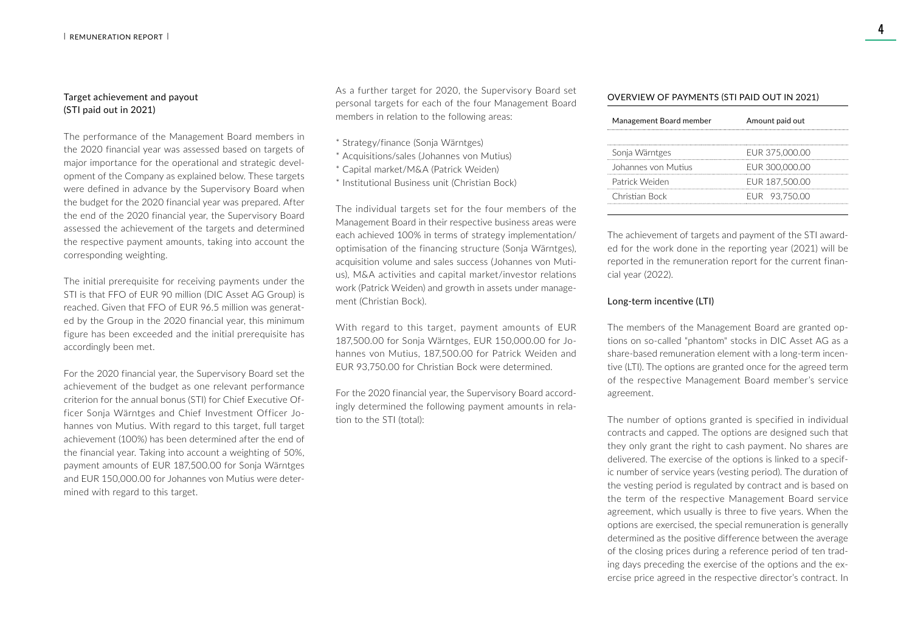### Target achievement and payout (STI paid out in 2021)

The performance of the Management Board members in the 2020 financial year was assessed based on targets of major importance for the operational and strategic development of the Company as explained below. These targets were defined in advance by the Supervisory Board when the budget for the 2020 financial year was prepared. After the end of the 2020 financial year, the Supervisory Board assessed the achievement of the targets and determined the respective payment amounts, taking into account the corresponding weighting.

The initial prerequisite for receiving payments under the STI is that FFO of EUR 90 million (DIC Asset AG Group) is reached. Given that FFO of EUR 96.5 million was generated by the Group in the 2020 financial year, this minimum figure has been exceeded and the initial prerequisite has accordingly been met.

For the 2020 financial year, the Supervisory Board set the achievement of the budget as one relevant performance criterion for the annual bonus (STI) for Chief Executive Officer Sonja Wärntges and Chief Investment Officer Johannes von Mutius. With regard to this target, full target achievement (100%) has been determined after the end of the financial year. Taking into account a weighting of 50%, payment amounts of EUR 187,500.00 for Sonja Wärntges and EUR 150,000.00 for Johannes von Mutius were determined with regard to this target.

As a further target for 2020, the Supervisory Board set personal targets for each of the four Management Board members in relation to the following areas:

* Strategy/finance (Sonja Wärntges)
* Acquisitions/sales (Johannes von Mutius)
* Capital market/M&A (Patrick Weiden)
* Institutional Business unit (Christian Bock)

The individual targets set for the four members of the Management Board in their respective business areas were each achieved 100% in terms of strategy implementation/optimisation of the financing structure (Sonja Wärntges), acquisition volume and sales success (Johannes von Mutius), M&A activities and capital market/investor relations work (Patrick Weiden) and growth in assets under management (Christian Bock).

With regard to this target, payment amounts of EUR 187,500.00 for Sonja Wärntges, EUR 150,000.00 for Johannes von Mutius, 187,500.00 for Patrick Weiden and EUR 93,750.00 for Christian Bock were determined.

For the 2020 financial year, the Supervisory Board accordingly determined the following payment amounts in relation to the STI (total):

#### OVERVIEW OF PAYMENTS (STI PAID OUT IN 2021)

| Management Board member | Amount paid out |
|---|---|
| Sonja Wärntges | EUR 375,000.00 |
| Johannes von Mutius | EUR 300,000.00 |
| Patrick Weiden | EUR 187,500.00 |
| Christian Bock | EUR 93,750.00 |

The achievement of targets and payment of the STI awarded for the work done in the reporting year (2021) will be reported in the remuneration report for the current financial year (2022).

### Long-term incentive (LTI)

The members of the Management Board are granted options on so-called "phantom" stocks in DIC Asset AG as a share-based remuneration element with a long-term incentive (LTI). The options are granted once for the agreed term of the respective Management Board member's service agreement.

The number of options granted is specified in individual contracts and capped. The options are designed such that they only grant the right to cash payment. No shares are delivered. The exercise of the options is linked to a specific number of service years (vesting period). The duration of the vesting period is regulated by contract and is based on the term of the respective Management Board service agreement, which usually is three to five years. When the options are exercised, the special remuneration is generally determined as the positive difference between the average of the closing prices during a reference period of ten trading days preceding the exercise of the options and the exercise price agreed in the respective director's contract. In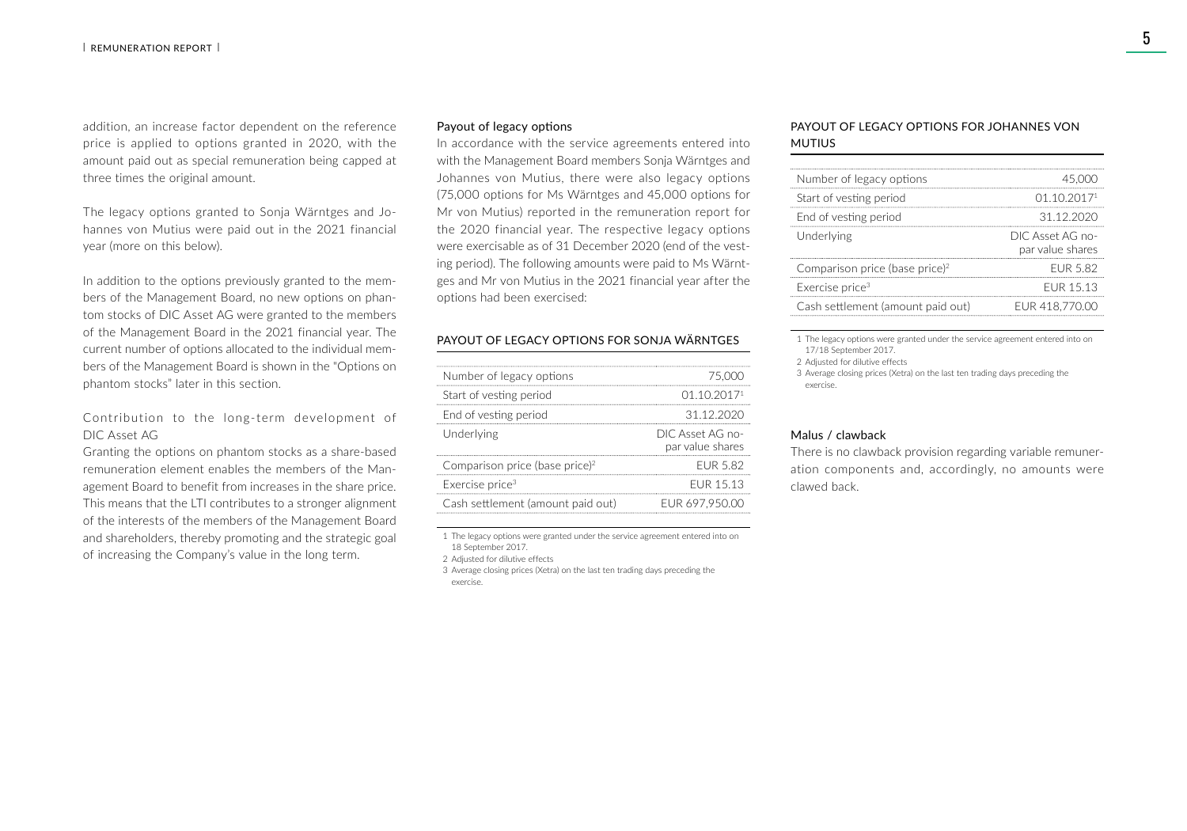addition, an increase factor dependent on the reference price is applied to options granted in 2020, with the amount paid out as special remuneration being capped at three times the original amount.

The legacy options granted to Sonja Wärntges and Johannes von Mutius were paid out in the 2021 financial year (more on this below).

In addition to the options previously granted to the members of the Management Board, no new options on phantom stocks of DIC Asset AG were granted to the members of the Management Board in the 2021 financial year. The current number of options allocated to the individual members of the Management Board is shown in the "Options on phantom stocks" later in this section.

### Contribution to the long-term development of DIC Asset AG

Granting the options on phantom stocks as a share-based remuneration element enables the members of the Management Board to benefit from increases in the share price. This means that the LTI contributes to a stronger alignment of the interests of the members of the Management Board and shareholders, thereby promoting and the strategic goal of increasing the Company's value in the long term.

### Payout of legacy options

In accordance with the service agreements entered into with the Management Board members Sonja Wärntges and Johannes von Mutius, there were also legacy options (75,000 options for Ms Wärntges and 45,000 options for Mr von Mutius) reported in the remuneration report for the 2020 financial year. The respective legacy options were exercisable as of 31 December 2020 (end of the vesting period). The following amounts were paid to Ms Wärntges and Mr von Mutius in the 2021 financial year after the options had been exercised:

#### PAYOUT OF LEGACY OPTIONS FOR SONJA WÄRNTGES

| | |
|---|---|
| Number of legacy options | 75,000 |
| Start of vesting period | 01.10.2017[1] |
| End of vesting period | 31.12.2020 |
| Underlying | DIC Asset AG no-par value shares |
| Comparison price (base price)[2] | EUR 5.82 |
| Exercise price[3] | EUR 15.13 |
| Cash settlement (amount paid out) | EUR 697,950.00 |

1 The legacy options were granted under the service agreement entered into on 18 September 2017.
2 Adjusted for dilutive effects
3 Average closing prices (Xetra) on the last ten trading days preceding the exercise.

#### PAYOUT OF LEGACY OPTIONS FOR JOHANNES VON MUTIUS

| | |
|---|---|
| Number of legacy options | 45,000 |
| Start of vesting period | 01.10.2017[1] |
| End of vesting period | 31.12.2020 |
| Underlying | DIC Asset AG no-par value shares |
| Comparison price (base price)[2] | EUR 5.82 |
| Exercise price[3] | EUR 15.13 |
| Cash settlement (amount paid out) | EUR 418,770.00 |

1 The legacy options were granted under the service agreement entered into on 17/18 September 2017.
2 Adjusted for dilutive effects
3 Average closing prices (Xetra) on the last ten trading days preceding the exercise.

### Malus / clawback

There is no clawback provision regarding variable remuneration components and, accordingly, no amounts were clawed back.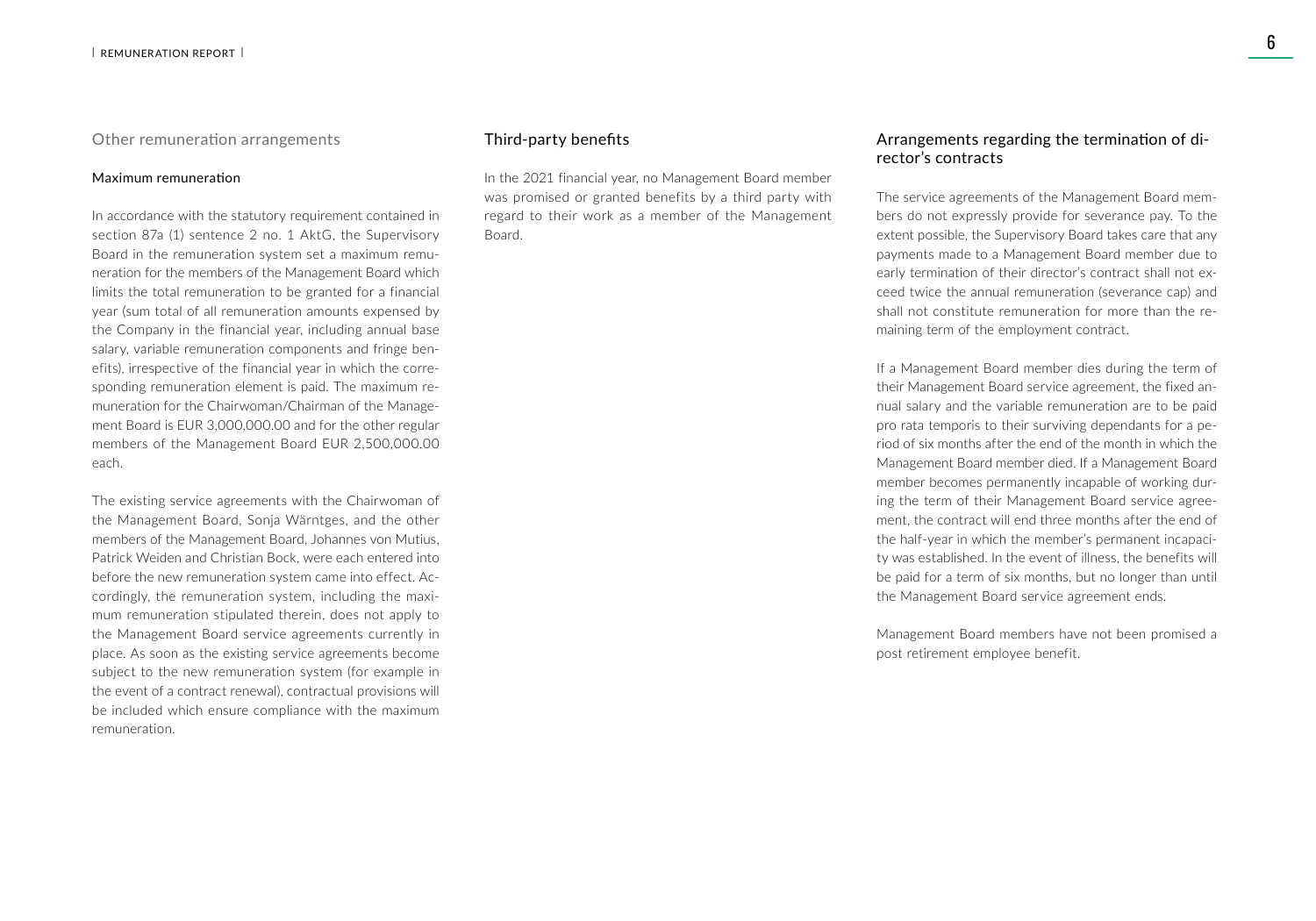## Other remuneration arrangements

### Maximum remuneration

In accordance with the statutory requirement contained in section 87a (1) sentence 2 no. 1 AktG, the Supervisory Board in the remuneration system set a maximum remuneration for the members of the Management Board which limits the total remuneration to be granted for a financial year (sum total of all remuneration amounts expensed by the Company in the financial year, including annual base salary, variable remuneration components and fringe benefits), irrespective of the financial year in which the corresponding remuneration element is paid. The maximum remuneration for the Chairwoman/Chairman of the Management Board is EUR 3,000,000.00 and for the other regular members of the Management Board EUR 2,500,000.00 each.

The existing service agreements with the Chairwoman of the Management Board, Sonja Wärntges, and the other members of the Management Board, Johannes von Mutius, Patrick Weiden and Christian Bock, were each entered into before the new remuneration system came into effect. Accordingly, the remuneration system, including the maximum remuneration stipulated therein, does not apply to the Management Board service agreements currently in place. As soon as the existing service agreements become subject to the new remuneration system (for example in the event of a contract renewal), contractual provisions will be included which ensure compliance with the maximum remuneration.

## Third-party benefits

In the 2021 financial year, no Management Board member was promised or granted benefits by a third party with regard to their work as a member of the Management Board.

## Arrangements regarding the termination of director's contracts

The service agreements of the Management Board members do not expressly provide for severance pay. To the extent possible, the Supervisory Board takes care that any payments made to a Management Board member due to early termination of their director's contract shall not exceed twice the annual remuneration (severance cap) and shall not constitute remuneration for more than the remaining term of the employment contract.

If a Management Board member dies during the term of their Management Board service agreement, the fixed annual salary and the variable remuneration are to be paid pro rata temporis to their surviving dependants for a period of six months after the end of the month in which the Management Board member died. If a Management Board member becomes permanently incapable of working during the term of their Management Board service agreement, the contract will end three months after the end of the half-year in which the member's permanent incapacity was established. In the event of illness, the benefits will be paid for a term of six months, but no longer than until the Management Board service agreement ends.

Management Board members have not been promised a post retirement employee benefit.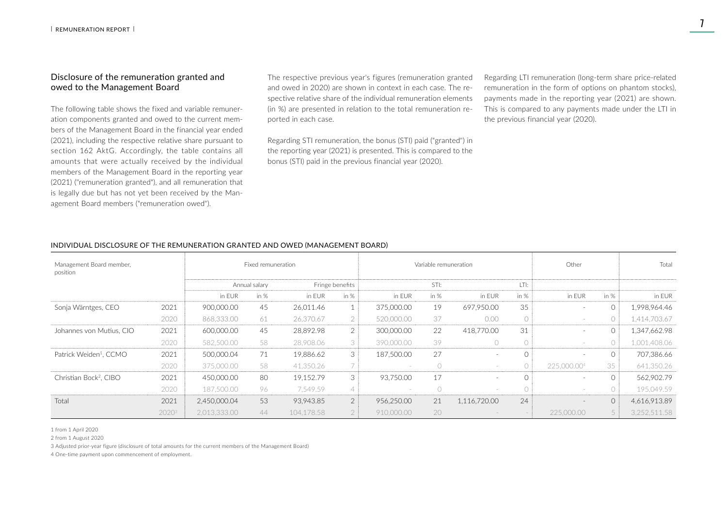## Disclosure of the remuneration granted and owed to the Management Board

The following table shows the fixed and variable remuneration components granted and owed to the current members of the Management Board in the financial year ended (2021), including the respective relative share pursuant to section 162 AktG. Accordingly, the table contains all amounts that were actually received by the individual members of the Management Board in the reporting year (2021) ("remuneration granted"), and all remuneration that is legally due but has not yet been received by the Management Board members ("remuneration owed").

The respective previous year's figures (remuneration granted and owed in 2020) are shown in context in each case. The respective relative share of the individual remuneration elements (in %) are presented in relation to the total remuneration reported in each case.

Regarding STI remuneration, the bonus (STI) paid ("granted") in the reporting year (2021) is presented. This is compared to the bonus (STI) paid in the previous financial year (2020).

Regarding LTI remuneration (long-term share price-related remuneration in the form of options on phantom stocks), payments made in the reporting year (2021) are shown. This is compared to any payments made under the LTI in the previous financial year (2020).

### INDIVIDUAL DISCLOSURE OF THE REMUNERATION GRANTED AND OWED (MANAGEMENT BOARD)

| Management Board member, position | | Fixed remuneration | | | | Variable remuneration | | | | Other | | Total |
|---|---|---|---|---|---|---|---|---|---|---|---|---|
| | | Annual salary | | Fringe benefits | | STI: | | LTI: | | | | |
| | | in EUR | in % | in EUR | in % | in EUR | in % | in EUR | in % | in EUR | in % | in EUR |
| Sonja Wärntges, CEO | 2021 | 900,000.00 | 45 | 26,011.46 | 1 | 375,000.00 | 19 | 697,950.00 | 35 | - | 0 | 1,998,964.46 |
| | 2020 | 868,333.00 | 61 | 26,370.67 | 2 | 520,000.00 | 37 | 0.00 | 0 | - | 0 | 1,414,703.67 |
| Johannes von Mutius, CIO | 2021 | 600,000.00 | 45 | 28,892.98 | 2 | 300,000.00 | 22 | 418,770.00 | 31 | - | 0 | 1,347,662.98 |
| | 2020 | 582,500.00 | 58 | 28,908.06 | 3 | 390,000.00 | 39 | 0 | 0 | - | 0 | 1,001,408.06 |
| Patrick Weiden[1], CCMO | 2021 | 500,000.04 | 71 | 19,886.62 | 3 | 187,500.00 | 27 | - | 0 | - | 0 | 707,386.66 |
| | 2020 | 375,000.00 | 58 | 41,350.26 | 7 | - | 0 | - | 0 | 225,000.00[4] | 35 | 641,350.26 |
| Christian Bock[2], CIBO | 2021 | 450,000.00 | 80 | 19,152.79 | 3 | 93,750.00 | 17 | - | 0 | - | 0 | 562,902.79 |
| | 2020 | 187,500.00 | 96 | 7,549.59 | 4 | - | 0 | - | 0 | - | 0 | 195,049.59 |
| Total | 2021 | 2,450,000.04 | 53 | 93,943.85 | 2 | 956,250.00 | 21 | 1,116,720.00 | 24 | - | 0 | 4,616,913.89 |
| | 2020[3] | 2,013,333.00 | 44 | 104,178.58 | 2 | 910,000.00 | 20 | - | - | 225,000.00 | 5 | 3,252,511.58 |

1 from 1 April 2020

2 from 1 August 2020

3 Adjusted prior-year figure (disclosure of total amounts for the current members of the Management Board)

4 One-time payment upon commencement of employment.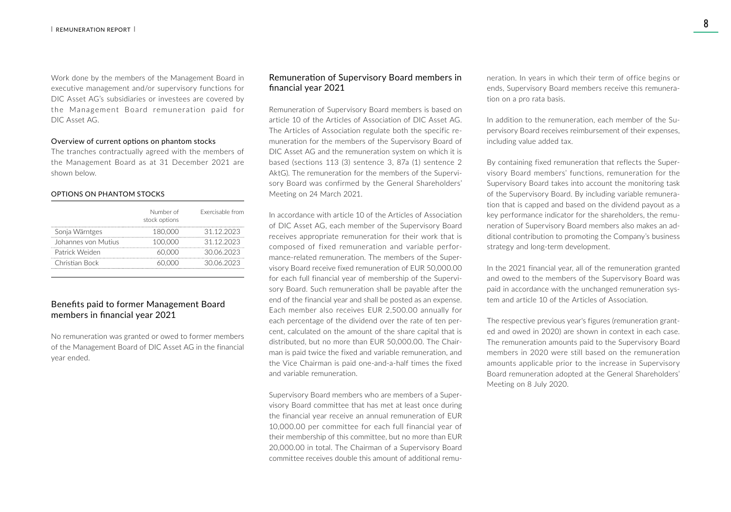Work done by the members of the Management Board in executive management and/or supervisory functions for DIC Asset AG's subsidiaries or investees are covered by the Management Board remuneration paid for DIC Asset AG.

#### Overview of current options on phantom stocks

The tranches contractually agreed with the members of the Management Board as at 31 December 2021 are shown below.

#### OPTIONS ON PHANTOM STOCKS

| | Number of stock options | Exercisable from |
|---|---|---|
| Sonja Wärntges | 180,000 | 31.12.2023 |
| Johannes von Mutius | 100,000 | 31.12.2023 |
| Patrick Weiden | 60,000 | 30.06.2023 |
| Christian Bock | 60,000 | 30.06.2023 |

## Benefits paid to former Management Board members in financial year 2021

No remuneration was granted or owed to former members of the Management Board of DIC Asset AG in the financial year ended.

## Remuneration of Supervisory Board members in financial year 2021

Remuneration of Supervisory Board members is based on article 10 of the Articles of Association of DIC Asset AG. The Articles of Association regulate both the specific remuneration for the members of the Supervisory Board of DIC Asset AG and the remuneration system on which it is based (sections 113 (3) sentence 3, 87a (1) sentence 2 AktG). The remuneration for the members of the Supervisory Board was confirmed by the General Shareholders' Meeting on 24 March 2021.

In accordance with article 10 of the Articles of Association of DIC Asset AG, each member of the Supervisory Board receives appropriate remuneration for their work that is composed of fixed remuneration and variable performance-related remuneration. The members of the Supervisory Board receive fixed remuneration of EUR 50,000.00 for each full financial year of membership of the Supervisory Board. Such remuneration shall be payable after the end of the financial year and shall be posted as an expense. Each member also receives EUR 2,500.00 annually for each percentage of the dividend over the rate of ten percent, calculated on the amount of the share capital that is distributed, but no more than EUR 50,000.00. The Chairman is paid twice the fixed and variable remuneration, and the Vice Chairman is paid one-and-a-half times the fixed and variable remuneration.

Supervisory Board members who are members of a Supervisory Board committee that has met at least once during the financial year receive an annual remuneration of EUR 10,000.00 per committee for each full financial year of their membership of this committee, but no more than EUR 20,000.00 in total. The Chairman of a Supervisory Board committee receives double this amount of additional remuneration. In years in which their term of office begins or ends, Supervisory Board members receive this remuneration on a pro rata basis.

In addition to the remuneration, each member of the Supervisory Board receives reimbursement of their expenses, including value added tax.

By containing fixed remuneration that reflects the Supervisory Board members' functions, remuneration for the Supervisory Board takes into account the monitoring task of the Supervisory Board. By including variable remuneration that is capped and based on the dividend payout as a key performance indicator for the shareholders, the remuneration of Supervisory Board members also makes an additional contribution to promoting the Company's business strategy and long-term development.

In the 2021 financial year, all of the remuneration granted and owed to the members of the Supervisory Board was paid in accordance with the unchanged remuneration system and article 10 of the Articles of Association.

The respective previous year's figures (remuneration granted and owed in 2020) are shown in context in each case. The remuneration amounts paid to the Supervisory Board members in 2020 were still based on the remuneration amounts applicable prior to the increase in Supervisory Board remuneration adopted at the General Shareholders' Meeting on 8 July 2020.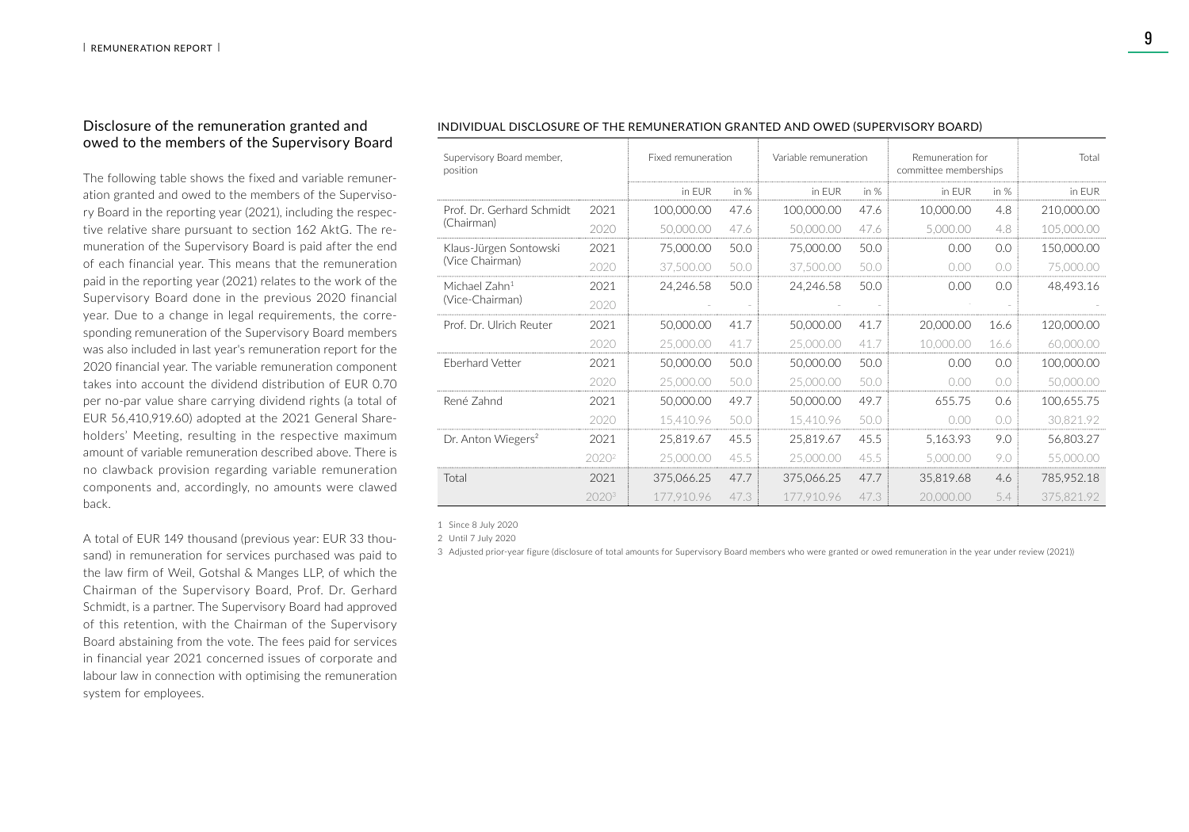## Disclosure of the remuneration granted and owed to the members of the Supervisory Board

The following table shows the fixed and variable remuneration granted and owed to the members of the Supervisory Board in the reporting year (2021), including the respective relative share pursuant to section 162 AktG. The remuneration of the Supervisory Board is paid after the end of each financial year. This means that the remuneration paid in the reporting year (2021) relates to the work of the Supervisory Board done in the previous 2020 financial year. Due to a change in legal requirements, the corresponding remuneration of the Supervisory Board members was also included in last year's remuneration report for the 2020 financial year. The variable remuneration component takes into account the dividend distribution of EUR 0.70 per no-par value share carrying dividend rights (a total of EUR 56,410,919.60) adopted at the 2021 General Shareholders' Meeting, resulting in the respective maximum amount of variable remuneration described above. There is no clawback provision regarding variable remuneration components and, accordingly, no amounts were clawed back.

A total of EUR 149 thousand (previous year: EUR 33 thousand) in remuneration for services purchased was paid to the law firm of Weil, Gotshal & Manges LLP, of which the Chairman of the Supervisory Board, Prof. Dr. Gerhard Schmidt, is a partner. The Supervisory Board had approved of this retention, with the Chairman of the Supervisory Board abstaining from the vote. The fees paid for services in financial year 2021 concerned issues of corporate and labour law in connection with optimising the remuneration system for employees.

INDIVIDUAL DISCLOSURE OF THE REMUNERATION GRANTED AND OWED (SUPERVISORY BOARD)

| Supervisory Board member, position | | Fixed remuneration | | Variable remuneration | | Remuneration for committee memberships | | Total |
|---|---|---|---|---|---|---|---|---|
| | | in EUR | in % | in EUR | in % | in EUR | in % | in EUR |
| Prof. Dr. Gerhard Schmidt (Chairman) | 2021 | 100,000.00 | 47.6 | 100,000.00 | 47.6 | 10,000.00 | 4.8 | 210,000.00 |
| | 2020 | 50,000.00 | 47.6 | 50,000.00 | 47.6 | 5,000.00 | 4.8 | 105,000.00 |
| Klaus-Jürgen Sontowski (Vice Chairman) | 2021 | 75,000.00 | 50.0 | 75,000.00 | 50.0 | 0.00 | 0.0 | 150,000.00 |
| | 2020 | 37,500.00 | 50.0 | 37,500.00 | 50.0 | 0.00 | 0.0 | 75,000.00 |
| Michael Zahn[1] (Vice-Chairman) | 2021 | 24,246.58 | 50.0 | 24,246.58 | 50.0 | 0.00 | 0.0 | 48,493.16 |
| | 2020 | - | - | - | - | - | - | - |
| Prof. Dr. Ulrich Reuter | 2021 | 50,000.00 | 41.7 | 50,000.00 | 41.7 | 20,000.00 | 16.6 | 120,000.00 |
| | 2020 | 25,000.00 | 41.7 | 25,000.00 | 41.7 | 10,000.00 | 16.6 | 60,000.00 |
| Eberhard Vetter | 2021 | 50,000.00 | 50.0 | 50,000.00 | 50.0 | 0.00 | 0.0 | 100,000.00 |
| | 2020 | 25,000.00 | 50.0 | 25,000.00 | 50.0 | 0.00 | 0.0 | 50,000.00 |
| René Zahnd | 2021 | 50,000.00 | 49.7 | 50,000.00 | 49.7 | 655.75 | 0.6 | 100,655.75 |
| | 2020 | 15,410.96 | 50.0 | 15,410.96 | 50.0 | 0.00 | 0.0 | 30,821.92 |
| Dr. Anton Wiegers[2] | 2021 | 25,819.67 | 45.5 | 25,819.67 | 45.5 | 5,163.93 | 9.0 | 56,803.27 |
| | 2020[2] | 25,000.00 | 45.5 | 25,000.00 | 45.5 | 5,000.00 | 9.0 | 55,000.00 |
| Total | 2021 | 375,066.25 | 47.7 | 375,066.25 | 47.7 | 35,819.68 | 4.6 | 785,952.18 |
| | 2020[3] | 177,910.96 | 47.3 | 177,910.96 | 47.3 | 20,000.00 | 5.4 | 375,821.92 |

1 Since 8 July 2020

2 Until 7 July 2020

3 Adjusted prior-year figure (disclosure of total amounts for Supervisory Board members who were granted or owed remuneration in the year under review (2021))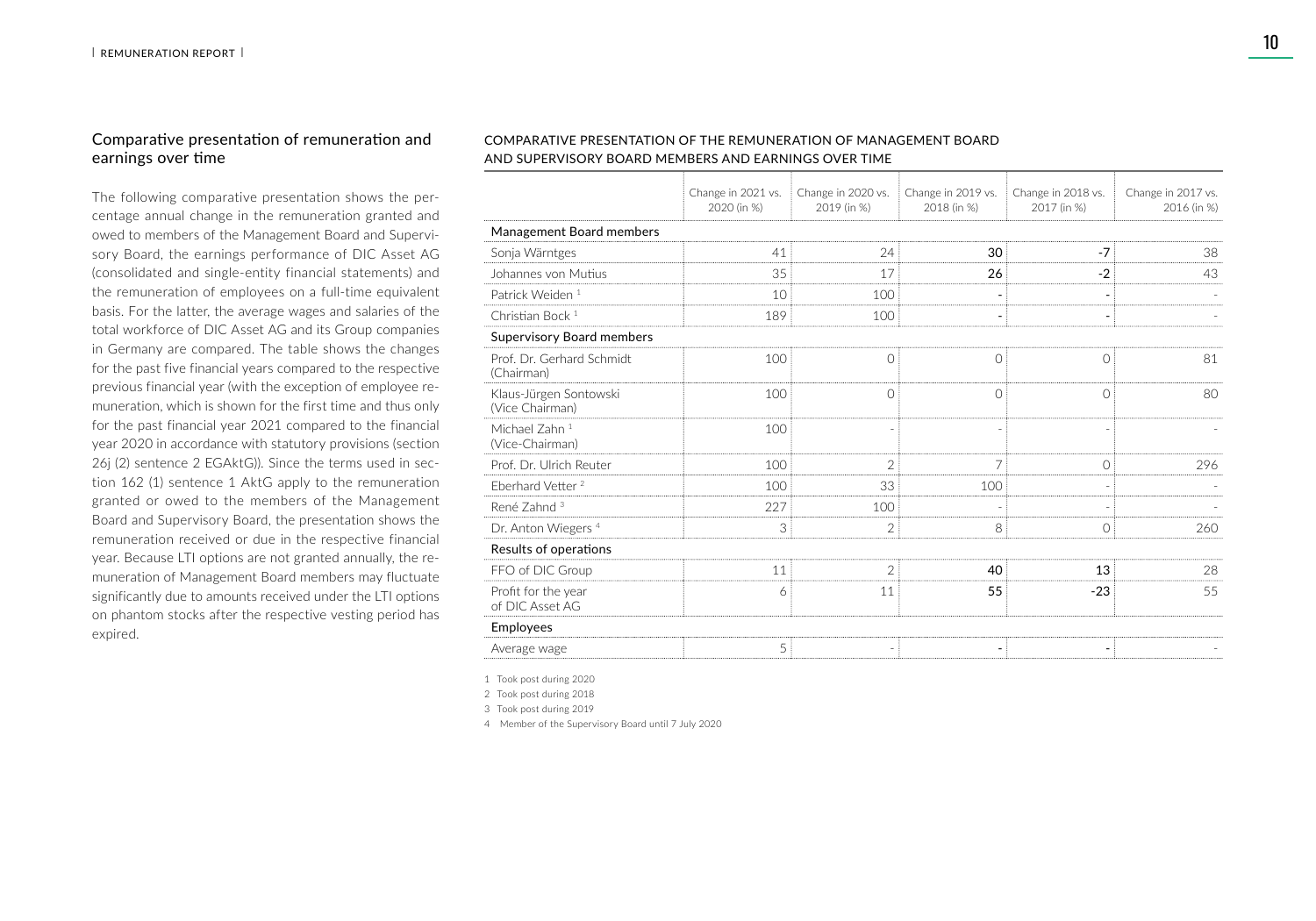## Comparative presentation of remuneration and earnings over time

The following comparative presentation shows the percentage annual change in the remuneration granted and owed to members of the Management Board and Supervisory Board, the earnings performance of DIC Asset AG (consolidated and single-entity financial statements) and the remuneration of employees on a full-time equivalent basis. For the latter, the average wages and salaries of the total workforce of DIC Asset AG and its Group companies in Germany are compared. The table shows the changes for the past five financial years compared to the respective previous financial year (with the exception of employee remuneration, which is shown for the first time and thus only for the past financial year 2021 compared to the financial year 2020 in accordance with statutory provisions (section 26j (2) sentence 2 EGAktG)). Since the terms used in section 162 (1) sentence 1 AktG apply to the remuneration granted or owed to the members of the Management Board and Supervisory Board, the presentation shows the remuneration received or due in the respective financial year. Because LTI options are not granted annually, the remuneration of Management Board members may fluctuate significantly due to amounts received under the LTI options on phantom stocks after the respective vesting period has expired.

COMPARATIVE PRESENTATION OF THE REMUNERATION OF MANAGEMENT BOARD AND SUPERVISORY BOARD MEMBERS AND EARNINGS OVER TIME

| | Change in 2021 vs. 2020 (in %) | Change in 2020 vs. 2019 (in %) | Change in 2019 vs. 2018 (in %) | Change in 2018 vs. 2017 (in %) | Change in 2017 vs. 2016 (in %) |
|---|---|---|---|---|---|
| **Management Board members** | | | | | |
| Sonja Wärntges | 41 | 24 | 30 | -7 | 38 |
| Johannes von Mutius | 35 | 17 | 26 | -2 | 43 |
| Patrick Weiden [1] | 10 | 100 | - | - | - |
| Christian Bock [1] | 189 | 100 | - | - | - |
| **Supervisory Board members** | | | | | |
| Prof. Dr. Gerhard Schmidt (Chairman) | 100 | 0 | 0 | 0 | 81 |
| Klaus-Jürgen Sontowski (Vice Chairman) | 100 | 0 | 0 | 0 | 80 |
| Michael Zahn [1] (Vice-Chairman) | 100 | - | - | - | - |
| Prof. Dr. Ulrich Reuter | 100 | 2 | 7 | 0 | 296 |
| Eberhard Vetter [2] | 100 | 33 | 100 | - | - |
| René Zahnd [3] | 227 | 100 | - | - | - |
| Dr. Anton Wiegers [4] | 3 | 2 | 8 | 0 | 260 |
| **Results of operations** | | | | | |
| FFO of DIC Group | 11 | 2 | 40 | 13 | 28 |
| Profit for the year of DIC Asset AG | 6 | 11 | 55 | -23 | 55 |
| **Employees** | | | | | |
| Average wage | 5 | - | - | - | - |

1 Took post during 2020

2 Took post during 2018

3 Took post during 2019

4 Member of the Supervisory Board until 7 July 2020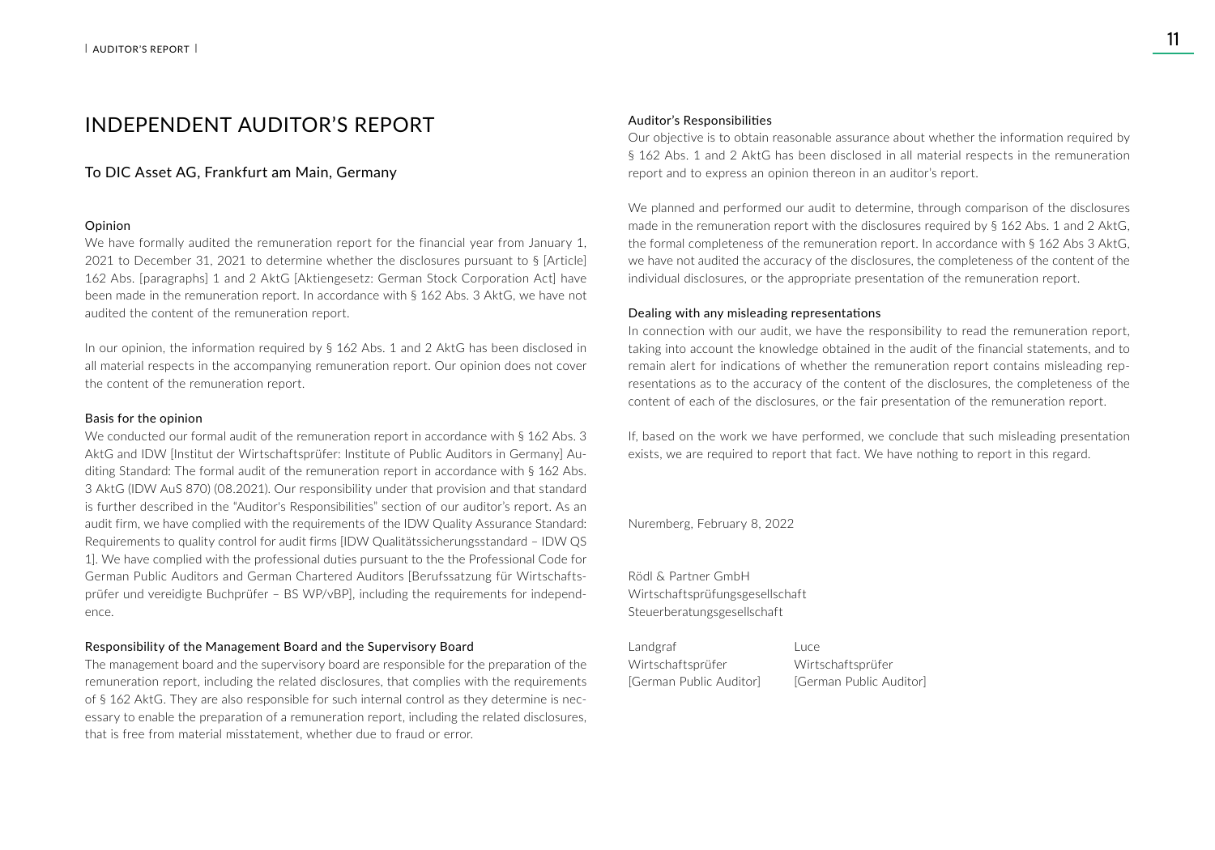# INDEPENDENT AUDITOR'S REPORT

## To DIC Asset AG, Frankfurt am Main, Germany

### Opinion

We have formally audited the remuneration report for the financial year from January 1, 2021 to December 31, 2021 to determine whether the disclosures pursuant to § [Article] 162 Abs. [paragraphs] 1 and 2 AktG [Aktiengesetz: German Stock Corporation Act] have been made in the remuneration report. In accordance with § 162 Abs. 3 AktG, we have not audited the content of the remuneration report.

In our opinion, the information required by § 162 Abs. 1 and 2 AktG has been disclosed in all material respects in the accompanying remuneration report. Our opinion does not cover the content of the remuneration report.

### Basis for the opinion

We conducted our formal audit of the remuneration report in accordance with § 162 Abs. 3 AktG and IDW [Institut der Wirtschaftsprüfer: Institute of Public Auditors in Germany] Auditing Standard: The formal audit of the remuneration report in accordance with § 162 Abs. 3 AktG (IDW AuS 870) (08.2021). Our responsibility under that provision and that standard is further described in the "Auditor's Responsibilities" section of our auditor's report. As an audit firm, we have complied with the requirements of the IDW Quality Assurance Standard: Requirements to quality control for audit firms [IDW Qualitätssicherungsstandard – IDW QS 1]. We have complied with the professional duties pursuant to the the Professional Code for German Public Auditors and German Chartered Auditors [Berufssatzung für Wirtschaftsprüfer und vereidigte Buchprüfer – BS WP/vBP], including the requirements for independence.

### Responsibility of the Management Board and the Supervisory Board

The management board and the supervisory board are responsible for the preparation of the remuneration report, including the related disclosures, that complies with the requirements of § 162 AktG. They are also responsible for such internal control as they determine is necessary to enable the preparation of a remuneration report, including the related disclosures, that is free from material misstatement, whether due to fraud or error.

### Auditor's Responsibilities

Our objective is to obtain reasonable assurance about whether the information required by § 162 Abs. 1 and 2 AktG has been disclosed in all material respects in the remuneration report and to express an opinion thereon in an auditor's report.

We planned and performed our audit to determine, through comparison of the disclosures made in the remuneration report with the disclosures required by § 162 Abs. 1 and 2 AktG, the formal completeness of the remuneration report. In accordance with § 162 Abs 3 AktG, we have not audited the accuracy of the disclosures, the completeness of the content of the individual disclosures, or the appropriate presentation of the remuneration report.

### Dealing with any misleading representations

In connection with our audit, we have the responsibility to read the remuneration report, taking into account the knowledge obtained in the audit of the financial statements, and to remain alert for indications of whether the remuneration report contains misleading representations as to the accuracy of the content of the disclosures, the completeness of the content of each of the disclosures, or the fair presentation of the remuneration report.

If, based on the work we have performed, we conclude that such misleading presentation exists, we are required to report that fact. We have nothing to report in this regard.

Nuremberg, February 8, 2022

Rödl & Partner GmbH
Wirtschaftsprüfungsgesellschaft
Steuerberatungsgesellschaft

| | |
|---|---|
| Landgraf | Luce |
| Wirtschaftsprüfer | Wirtschaftsprüfer |
| [German Public Auditor] | [German Public Auditor] |